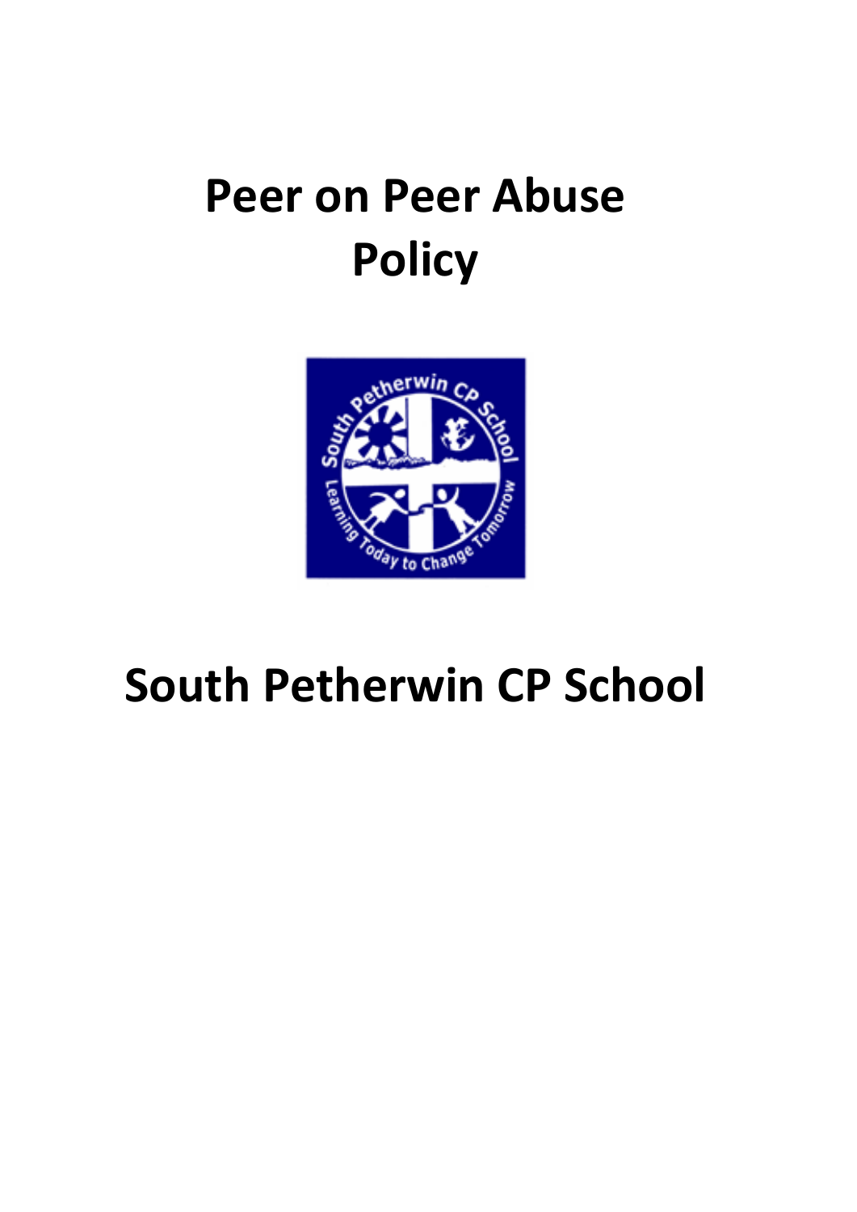# Peer on Peer Abuse Policy

# South Petherwin CP School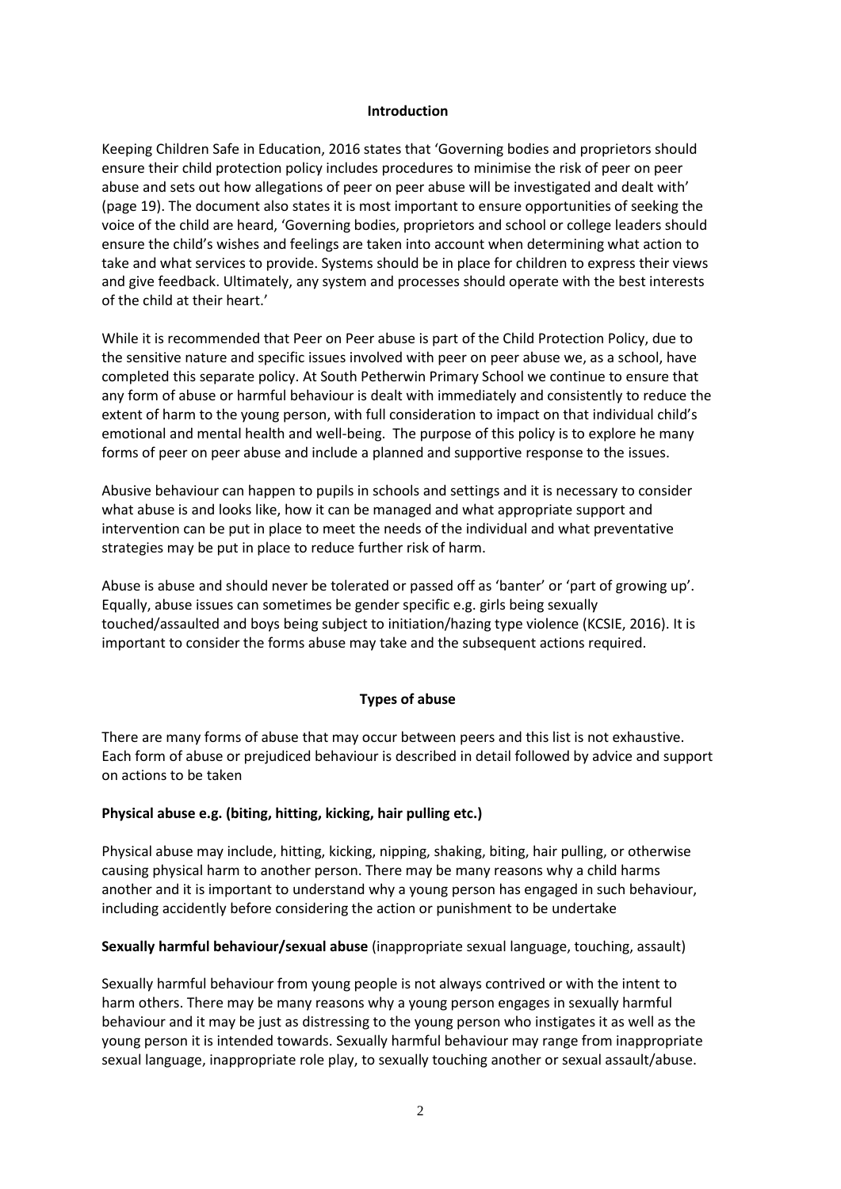## Introduction

Keeping Children Safe in Education, 2016 states that 'Governing bodies and proprietors should ensure their child protection policy includes procedures to minimise the risk of peer on peer abuse and sets out how allegations of peer on peer abuse will be investigated and dealt with' (page 19). The document also states it is most important to ensure opportunities of seeking the voice of the child are heard, 'Governing bodies, proprietors and school or college leaders should ensure the child's wishes and feelings are taken into account when determining what action to take and what services to provide. Systems should be in place for children to express their views and give feedback. Ultimately, any system and processes should operate with the best interests of the child at their heart.'

While it is recommended that Peer on Peer abuse is part of the Child Protection Policy, due to the sensitive nature and specific issues involved with peer on peer abuse we, as a school, have completed this separate policy. At South Petherwin Primary School we continue to ensure that any form of abuse or harmful behaviour is dealt with immediately and consistently to reduce the extent of harm to the young person, with full consideration to impact on that individual child's emotional and mental health and well-being. The purpose of this policy is to explore he many forms of peer on peer abuse and include a planned and supportive response to the issues.

Abusive behaviour can happen to pupils in schools and settings and it is necessary to consider what abuse is and looks like, how it can be managed and what appropriate support and intervention can be put in place to meet the needs of the individual and what preventative strategies may be put in place to reduce further risk of harm.

Abuse is abuse and should never be tolerated or passed off as 'banter' or 'part of growing up'. Equally, abuse issues can sometimes be gender specific e.g. girls being sexually touched/assaulted and boys being subject to initiation/hazing type violence (KCSIE, 2016). It is important to consider the forms abuse may take and the subsequent actions required.

## Types of abuse

There are many forms of abuse that may occur between peers and this list is not exhaustive. Each form of abuse or prejudiced behaviour is described in detail followed by advice and support on actions to be taken

### Physical abuse e.g. (biting, hitting, kicking, hair pulling etc.)

Physical abuse may include, hitting, kicking, nipping, shaking, biting, hair pulling, or otherwise causing physical harm to another person. There may be many reasons why a child harms another and it is important to understand why a young person has engaged in such behaviour, including accidently before considering the action or punishment to be undertake

**Sexually harmful behaviour/sexual abuse** (inappropriate sexual language, touching, assault)

Sexually harmful behaviour from young people is not always contrived or with the intent to harm others. There may be many reasons why a young person engages in sexually harmful behaviour and it may be just as distressing to the young person who instigates it as well as the young person it is intended towards. Sexually harmful behaviour may range from inappropriate sexual language, inappropriate role play, to sexually touching another or sexual assault/abuse.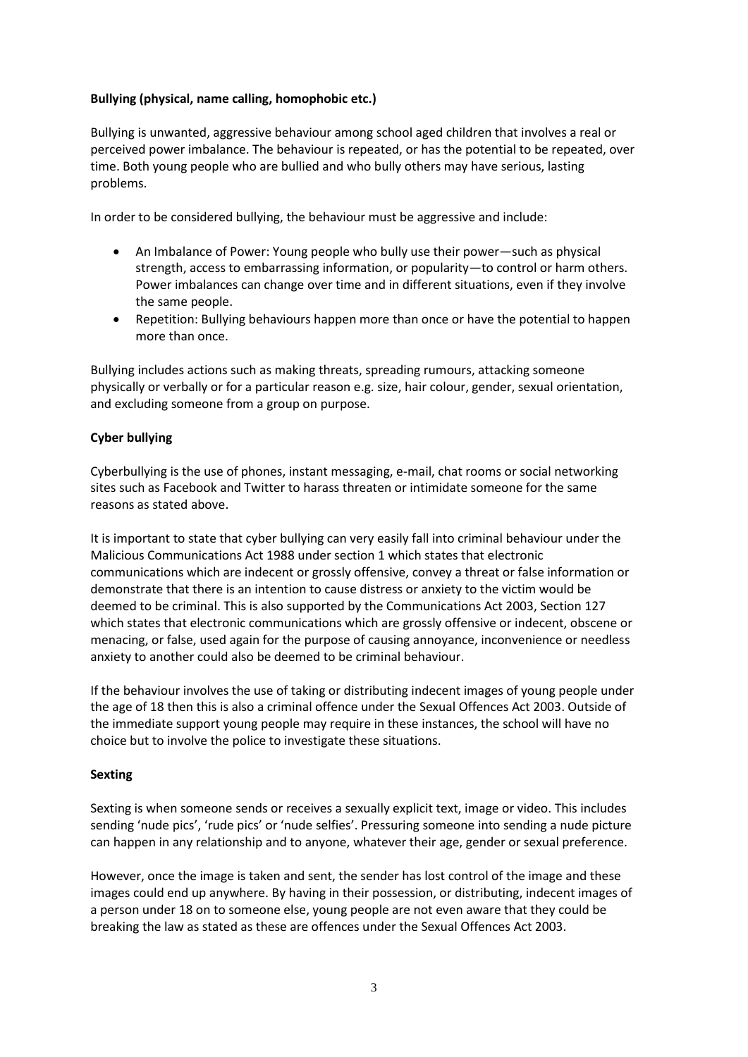**Bullying (physical, name calling, homophobic etc.)**

Bullying is unwanted, aggressive behaviour among school aged children that involves a real or perceived power imbalance. The behaviour is repeated, or has the potential to be repeated, over time. Both young people who are bullied and who bully others may have serious, lasting problems.

In order to be considered bullying, the behaviour must be aggressive and include:

- An Imbalance of Power: Young people who bully use their power—such as physical strength, access to embarrassing information, or popularity—to control or harm others. Power imbalances can change over time and in different situations, even if they involve the same people.
- Repetition: Bullying behaviours happen more than once or have the potential to happen more than once.

Bullying includes actions such as making threats, spreading rumours, attacking someone physically or verbally or for a particular reason e.g. size, hair colour, gender, sexual orientation, and excluding someone from a group on purpose.

**Cyber bullying**

Cyberbullying is the use of phones, instant messaging, e-mail, chat rooms or social networking sites such as Facebook and Twitter to harass threaten or intimidate someone for the same reasons as stated above.

It is important to state that cyber bullying can very easily fall into criminal behaviour under the Malicious Communications Act 1988 under section 1 which states that electronic communications which are indecent or grossly offensive, convey a threat or false information or demonstrate that there is an intention to cause distress or anxiety to the victim would be deemed to be criminal. This is also supported by the Communications Act 2003, Section 127 which states that electronic communications which are grossly offensive or indecent, obscene or menacing, or false, used again for the purpose of causing annoyance, inconvenience or needless anxiety to another could also be deemed to be criminal behaviour.

If the behaviour involves the use of taking or distributing indecent images of young people under the age of 18 then this is also a criminal offence under the Sexual Offences Act 2003. Outside of the immediate support young people may require in these instances, the school will have no choice but to involve the police to investigate these situations.

**Sexting**

Sexting is when someone sends or receives a sexually explicit text, image or video. This includes sending 'nude pics', 'rude pics' or 'nude selfies'. Pressuring someone into sending a nude picture can happen in any relationship and to anyone, whatever their age, gender or sexual preference.

However, once the image is taken and sent, the sender has lost control of the image and these images could end up anywhere. By having in their possession, or distributing, indecent images of a person under 18 on to someone else, young people are not even aware that they could be breaking the law as stated as these are offences under the Sexual Offences Act 2003.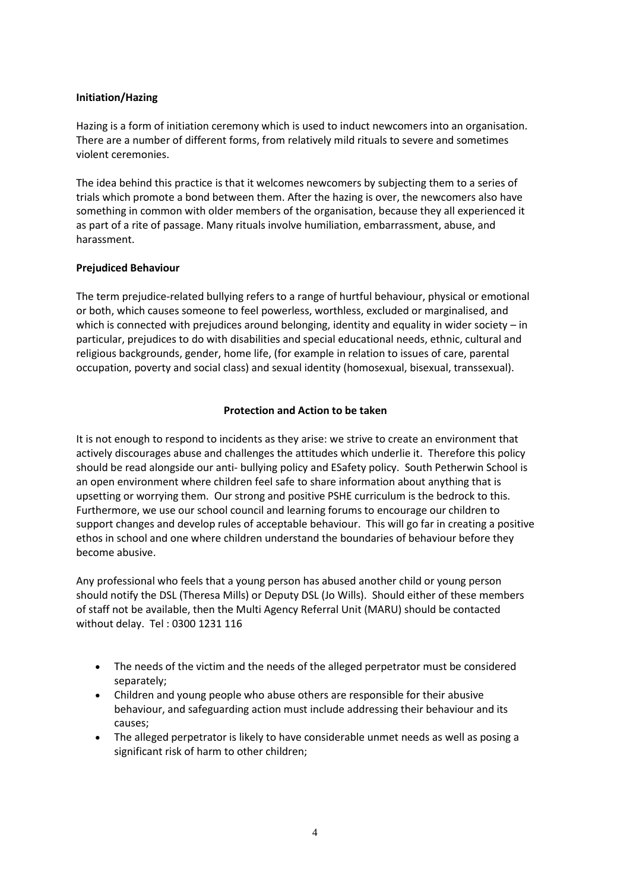**Initiation/Hazing**

Hazing is a form of initiation ceremony which is used to induct newcomers into an organisation. There are a number of different forms, from relatively mild rituals to severe and sometimes violent ceremonies.

The idea behind this practice is that it welcomes newcomers by subjecting them to a series of trials which promote a bond between them. After the hazing is over, the newcomers also have something in common with older members of the organisation, because they all experienced it as part of a rite of passage. Many rituals involve humiliation, embarrassment, abuse, and harassment.

**Prejudiced Behaviour**

The term prejudice-related bullying refers to a range of hurtful behaviour, physical or emotional or both, which causes someone to feel powerless, worthless, excluded or marginalised, and which is connected with prejudices around belonging, identity and equality in wider society – in particular, prejudices to do with disabilities and special educational needs, ethnic, cultural and religious backgrounds, gender, home life, (for example in relation to issues of care, parental occupation, poverty and social class) and sexual identity (homosexual, bisexual, transsexual).

**Protection and Action to be taken**

It is not enough to respond to incidents as they arise: we strive to create an environment that actively discourages abuse and challenges the attitudes which underlie it. Therefore this policy should be read alongside our anti- bullying policy and ESafety policy. South Petherwin School is an open environment where children feel safe to share information about anything that is upsetting or worrying them. Our strong and positive PSHE curriculum is the bedrock to this. Furthermore, we use our school council and learning forums to encourage our children to support changes and develop rules of acceptable behaviour. This will go far in creating a positive ethos in school and one where children understand the boundaries of behaviour before they become abusive.

Any professional who feels that a young person has abused another child or young person should notify the DSL (Theresa Mills) or Deputy DSL (Jo Wills). Should either of these members of staff not be available, then the Multi Agency Referral Unit (MARU) should be contacted without delay. Tel : 0300 1231 116

- The needs of the victim and the needs of the alleged perpetrator must be considered separately;
- Children and young people who abuse others are responsible for their abusive behaviour, and safeguarding action must include addressing their behaviour and its causes;
- The alleged perpetrator is likely to have considerable unmet needs as well as posing a significant risk of harm to other children;